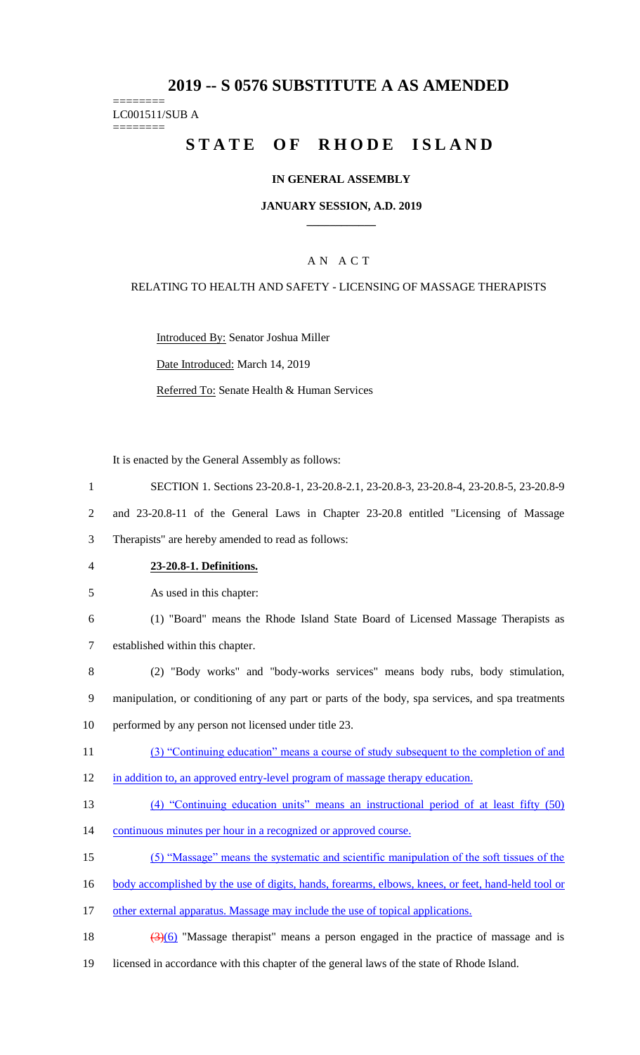# 2019 -- S 0576 SUBSTITUTE A AS AMENDED

========
LC001511/SUB A
========

# STATE OF RHODE ISLAND

## IN GENERAL ASSEMBLY

### JANUARY SESSION, A.D. 2019

---

## A N A C T

### RELATING TO HEALTH AND SAFETY - LICENSING OF MASSAGE THERAPISTS

Introduced By: Senator Joshua Miller

Date Introduced: March 14, 2019

Referred To: Senate Health & Human Services

It is enacted by the General Assembly as follows:

1 SECTION 1. Sections 23-20.8-1, 23-20.8-2.1, 23-20.8-3, 23-20.8-4, 23-20.8-5, 23-20.8-9
2 and 23-20.8-11 of the General Laws in Chapter 23-20.8 entitled "Licensing of Massage
3 Therapists" are hereby amended to read as follows:

4 **23-20.8-1. Definitions.**

5 As used in this chapter:

6 (1) "Board" means the Rhode Island State Board of Licensed Massage Therapists as
7 established within this chapter.

8 (2) "Body works" and "body-works services" means body rubs, body stimulation,
9 manipulation, or conditioning of any part or parts of the body, spa services, and spa treatments
10 performed by any person not licensed under title 23.

11 (3) "Continuing education" means a course of study subsequent to the completion of and
12 in addition to, an approved entry-level program of massage therapy education.

13 (4) "Continuing education units" means an instructional period of at least fifty (50)
14 continuous minutes per hour in a recognized or approved course.

15 (5) "Massage" means the systematic and scientific manipulation of the soft tissues of the
16 body accomplished by the use of digits, hands, forearms, elbows, knees, or feet, hand-held tool or
17 other external apparatus. Massage may include the use of topical applications.

18 ~~(3)~~(6) "Massage therapist" means a person engaged in the practice of massage and is
19 licensed in accordance with this chapter of the general laws of the state of Rhode Island.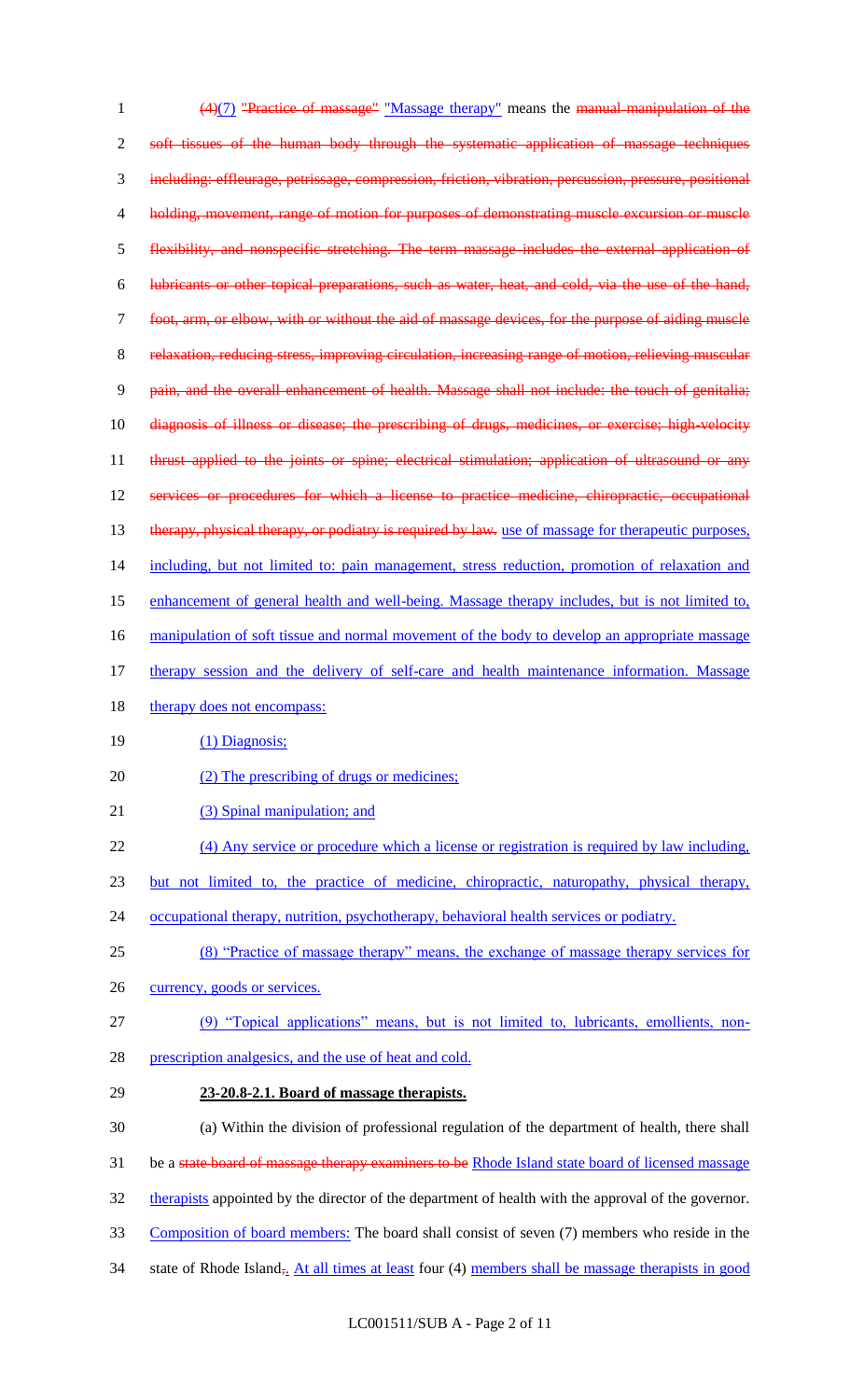~~(4)~~(7) ~~"Practice of massage"~~ "Massage therapy" means the ~~manual manipulation of the soft tissues of the human body through the systematic application of massage techniques including: effleurage, petrissage, compression, friction, vibration, percussion, pressure, positional holding, movement, range of motion for purposes of demonstrating muscle excursion or muscle flexibility, and nonspecific stretching. The term massage includes the external application of lubricants or other topical preparations, such as water, heat, and cold, via the use of the hand, foot, arm, or elbow, with or without the aid of massage devices, for the purpose of aiding muscle relaxation, reducing stress, improving circulation, increasing range of motion, relieving muscular pain, and the overall enhancement of health. Massage shall not include: the touch of genitalia; diagnosis of illness or disease; the prescribing of drugs, medicines, or exercise; high-velocity thrust applied to the joints or spine; electrical stimulation; application of ultrasound or any services or procedures for which a license to practice medicine, chiropractic, occupational therapy, physical therapy, or podiatry is required by law.~~ use of massage for therapeutic purposes, including, but not limited to: pain management, stress reduction, promotion of relaxation and enhancement of general health and well-being. Massage therapy includes, but is not limited to, manipulation of soft tissue and normal movement of the body to develop an appropriate massage therapy session and the delivery of self-care and health maintenance information. Massage therapy does not encompass:

(1) Diagnosis;

(2) The prescribing of drugs or medicines;

(3) Spinal manipulation; and

(4) Any service or procedure which a license or registration is required by law including, but not limited to, the practice of medicine, chiropractic, naturopathy, physical therapy, occupational therapy, nutrition, psychotherapy, behavioral health services or podiatry.

(8) "Practice of massage therapy" means, the exchange of massage therapy services for currency, goods or services.

(9) "Topical applications" means, but is not limited to, lubricants, emollients, non-prescription analgesics, and the use of heat and cold.

**23-20.8-2.1. Board of massage therapists.**

(a) Within the division of professional regulation of the department of health, there shall be a ~~state board of massage therapy examiners to be~~ Rhode Island state board of licensed massage therapists appointed by the director of the department of health with the approval of the governor. Composition of board members: The board shall consist of seven (7) members who reside in the state of Rhode Island~~,~~. At all times at least four (4) members shall be massage therapists in good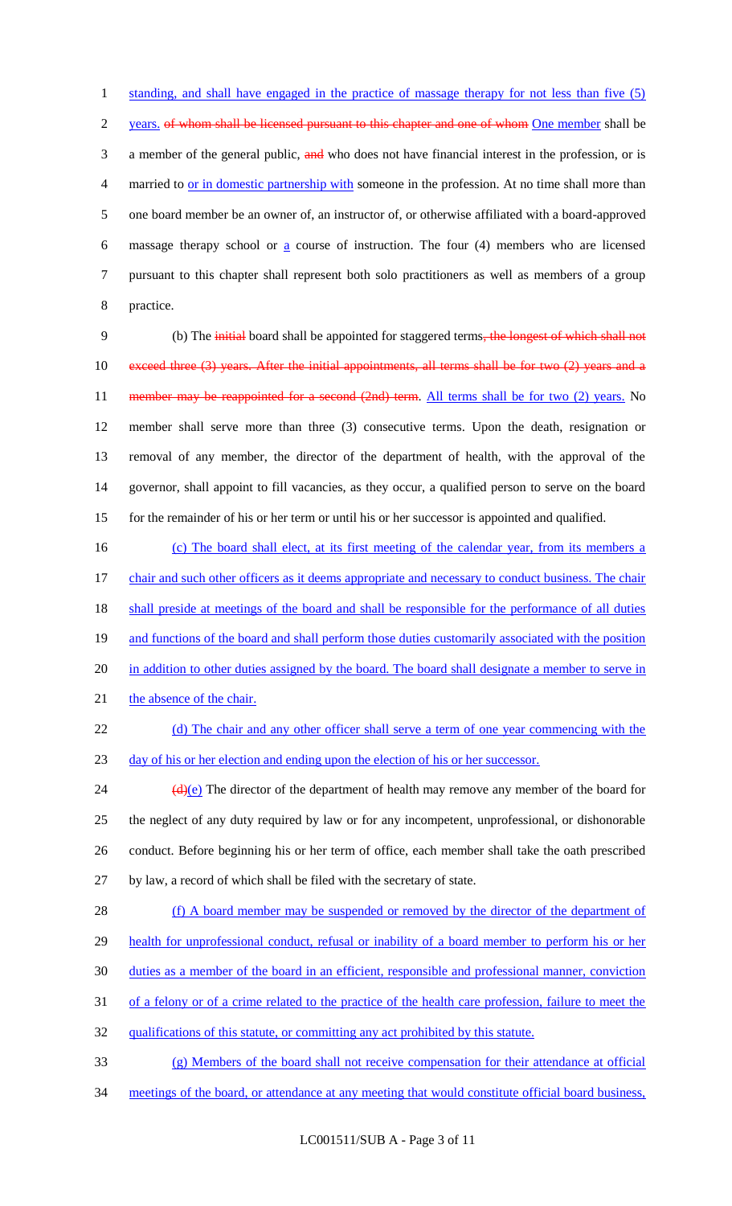standing, and shall have engaged in the practice of massage therapy for not less than five (5) years. of whom shall be licensed pursuant to this chapter and one of whom One member shall be a member of the general public, and who does not have financial interest in the profession, or is married to or in domestic partnership with someone in the profession. At no time shall more than one board member be an owner of, an instructor of, or otherwise affiliated with a board-approved massage therapy school or a course of instruction. The four (4) members who are licensed pursuant to this chapter shall represent both solo practitioners as well as members of a group practice.

(b) The initial board shall be appointed for staggered terms, the longest of which shall not exceed three (3) years. After the initial appointments, all terms shall be for two (2) years and a member may be reappointed for a second (2nd) term. All terms shall be for two (2) years. No member shall serve more than three (3) consecutive terms. Upon the death, resignation or removal of any member, the director of the department of health, with the approval of the governor, shall appoint to fill vacancies, as they occur, a qualified person to serve on the board for the remainder of his or her term or until his or her successor is appointed and qualified.

(c) The board shall elect, at its first meeting of the calendar year, from its members a chair and such other officers as it deems appropriate and necessary to conduct business. The chair shall preside at meetings of the board and shall be responsible for the performance of all duties and functions of the board and shall perform those duties customarily associated with the position in addition to other duties assigned by the board. The board shall designate a member to serve in the absence of the chair.

(d) The chair and any other officer shall serve a term of one year commencing with the day of his or her election and ending upon the election of his or her successor.

(d)(e) The director of the department of health may remove any member of the board for the neglect of any duty required by law or for any incompetent, unprofessional, or dishonorable conduct. Before beginning his or her term of office, each member shall take the oath prescribed by law, a record of which shall be filed with the secretary of state.

(f) A board member may be suspended or removed by the director of the department of health for unprofessional conduct, refusal or inability of a board member to perform his or her duties as a member of the board in an efficient, responsible and professional manner, conviction of a felony or of a crime related to the practice of the health care profession, failure to meet the qualifications of this statute, or committing any act prohibited by this statute.

(g) Members of the board shall not receive compensation for their attendance at official meetings of the board, or attendance at any meeting that would constitute official board business,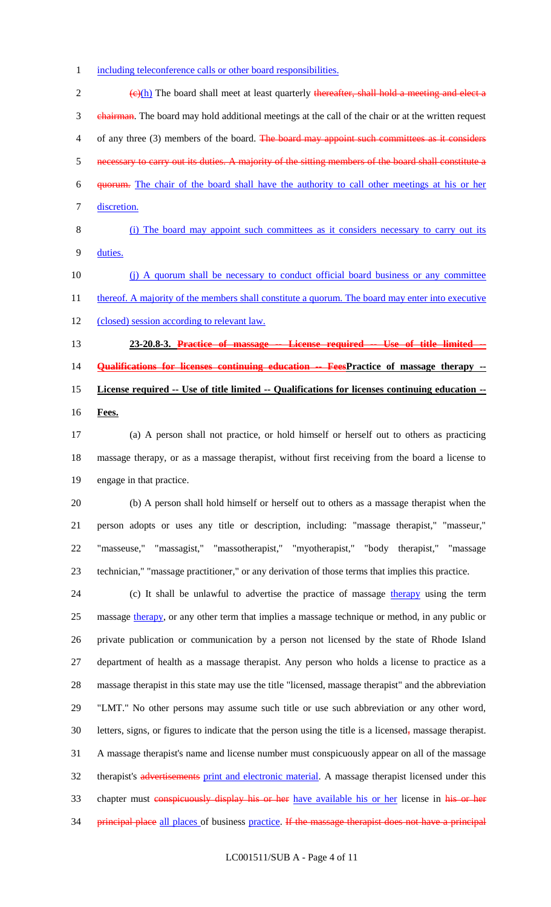including teleconference calls or other board responsibilities.

~~(c)~~(h) The board shall meet at least quarterly ~~thereafter, shall hold a meeting and elect a chairman~~. The board may hold additional meetings at the call of the chair or at the written request of any three (3) members of the board. ~~The board may appoint such committees as it considers necessary to carry out its duties. A majority of the sitting members of the board shall constitute a quorum.~~ The chair of the board shall have the authority to call other meetings at his or her discretion.

(i) The board may appoint such committees as it considers necessary to carry out its duties.

(j) A quorum shall be necessary to conduct official board business or any committee thereof. A majority of the members shall constitute a quorum. The board may enter into executive (closed) session according to relevant law.

**23-20.8-3. ~~Practice of massage -- License required -- Use of title limited -- Qualifications for licenses continuing education -- Fees~~Practice of massage therapy -- License required -- Use of title limited -- Qualifications for licenses continuing education -- Fees.**

(a) A person shall not practice, or hold himself or herself out to others as practicing massage therapy, or as a massage therapist, without first receiving from the board a license to engage in that practice.

(b) A person shall hold himself or herself out to others as a massage therapist when the person adopts or uses any title or description, including: "massage therapist," "masseur," "masseuse," "massagist," "massotherapist," "myotherapist," "body therapist," "massage technician," "massage practitioner," or any derivation of those terms that implies this practice.

(c) It shall be unlawful to advertise the practice of massage therapy using the term massage therapy, or any other term that implies a massage technique or method, in any public or private publication or communication by a person not licensed by the state of Rhode Island department of health as a massage therapist. Any person who holds a license to practice as a massage therapist in this state may use the title "licensed, massage therapist" and the abbreviation "LMT." No other persons may assume such title or use such abbreviation or any other word, letters, signs, or figures to indicate that the person using the title is a licensed~~,~~ massage therapist. A massage therapist's name and license number must conspicuously appear on all of the massage therapist's ~~advertisements~~ print and electronic material. A massage therapist licensed under this chapter must ~~conspicuously display his or her~~ have available his or her license in ~~his or her principal place~~ all places of business practice. ~~If the massage therapist does not have a principal~~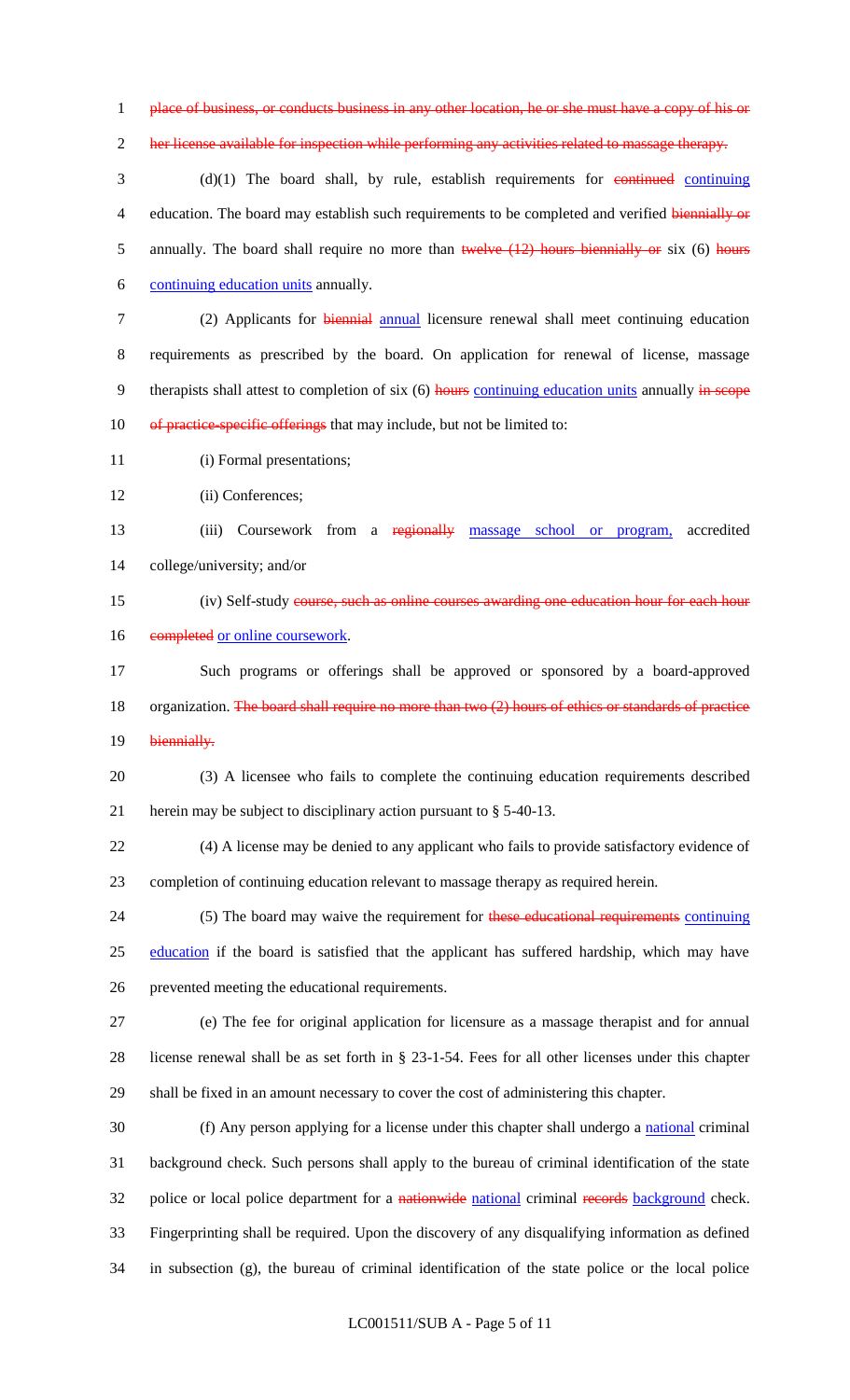place of business, or conducts business in any other location, he or she must have a copy of his or her license available for inspection while performing any activities related to massage therapy.

(d)(1) The board shall, by rule, establish requirements for continued continuing education. The board may establish such requirements to be completed and verified biennially or annually. The board shall require no more than twelve (12) hours biennially or six (6) hours continuing education units annually.

(2) Applicants for biennial annual licensure renewal shall meet continuing education requirements as prescribed by the board. On application for renewal of license, massage therapists shall attest to completion of six (6) hours continuing education units annually in scope of practice-specific offerings that may include, but not be limited to:

(i) Formal presentations;

(ii) Conferences;

(iii) Coursework from a regionally massage school or program, accredited college/university; and/or

(iv) Self-study course, such as online courses awarding one education hour for each hour completed or online coursework.

Such programs or offerings shall be approved or sponsored by a board-approved organization. The board shall require no more than two (2) hours of ethics or standards of practice biennially.

(3) A licensee who fails to complete the continuing education requirements described herein may be subject to disciplinary action pursuant to § 5-40-13.

(4) A license may be denied to any applicant who fails to provide satisfactory evidence of completion of continuing education relevant to massage therapy as required herein.

(5) The board may waive the requirement for these educational requirements continuing education if the board is satisfied that the applicant has suffered hardship, which may have prevented meeting the educational requirements.

(e) The fee for original application for licensure as a massage therapist and for annual license renewal shall be as set forth in § 23-1-54. Fees for all other licenses under this chapter shall be fixed in an amount necessary to cover the cost of administering this chapter.

(f) Any person applying for a license under this chapter shall undergo a national criminal background check. Such persons shall apply to the bureau of criminal identification of the state police or local police department for a nationwide national criminal records background check. Fingerprinting shall be required. Upon the discovery of any disqualifying information as defined in subsection (g), the bureau of criminal identification of the state police or the local police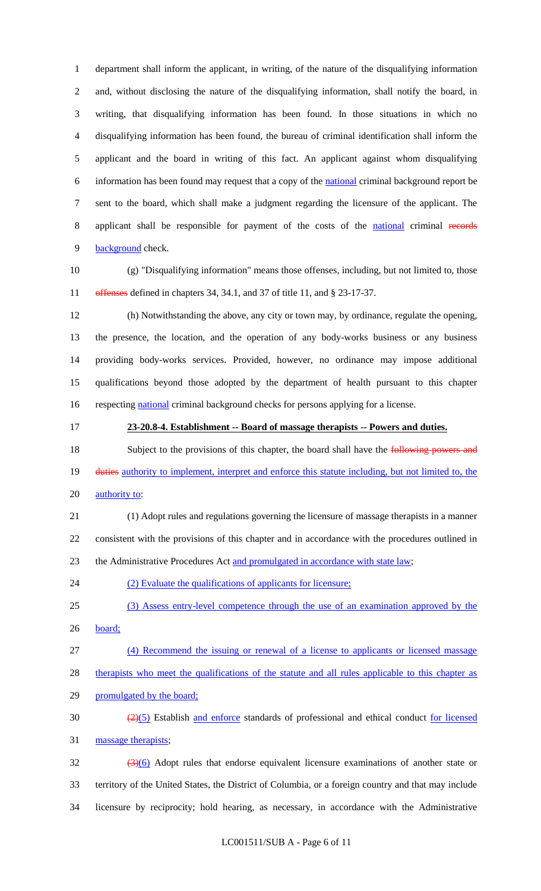department shall inform the applicant, in writing, of the nature of the disqualifying information and, without disclosing the nature of the disqualifying information, shall notify the board, in writing, that disqualifying information has been found. In those situations in which no disqualifying information has been found, the bureau of criminal identification shall inform the applicant and the board in writing of this fact. An applicant against whom disqualifying information has been found may request that a copy of the national criminal background report be sent to the board, which shall make a judgment regarding the licensure of the applicant. The applicant shall be responsible for payment of the costs of the national criminal ~~records~~ background check.

(g) "Disqualifying information" means those offenses, including, but not limited to, those ~~offenses~~ defined in chapters 34, 34.1, and 37 of title 11, and § 23-17-37.

(h) Notwithstanding the above, any city or town may, by ordinance, regulate the opening, the presence, the location, and the operation of any body-works business or any business providing body-works services. Provided, however, no ordinance may impose additional qualifications beyond those adopted by the department of health pursuant to this chapter respecting national criminal background checks for persons applying for a license.

**23-20.8-4. Establishment -- Board of massage therapists -- Powers and duties.**

Subject to the provisions of this chapter, the board shall have the ~~following powers and duties~~ authority to implement, interpret and enforce this statute including, but not limited to, the authority to:

(1) Adopt rules and regulations governing the licensure of massage therapists in a manner consistent with the provisions of this chapter and in accordance with the procedures outlined in the Administrative Procedures Act and promulgated in accordance with state law;

(2) Evaluate the qualifications of applicants for licensure;

(3) Assess entry-level competence through the use of an examination approved by the board;

(4) Recommend the issuing or renewal of a license to applicants or licensed massage therapists who meet the qualifications of the statute and all rules applicable to this chapter as promulgated by the board;

~~(2)~~(5) Establish and enforce standards of professional and ethical conduct for licensed massage therapists;

~~(3)~~(6) Adopt rules that endorse equivalent licensure examinations of another state or territory of the United States, the District of Columbia, or a foreign country and that may include licensure by reciprocity; hold hearing, as necessary, in accordance with the Administrative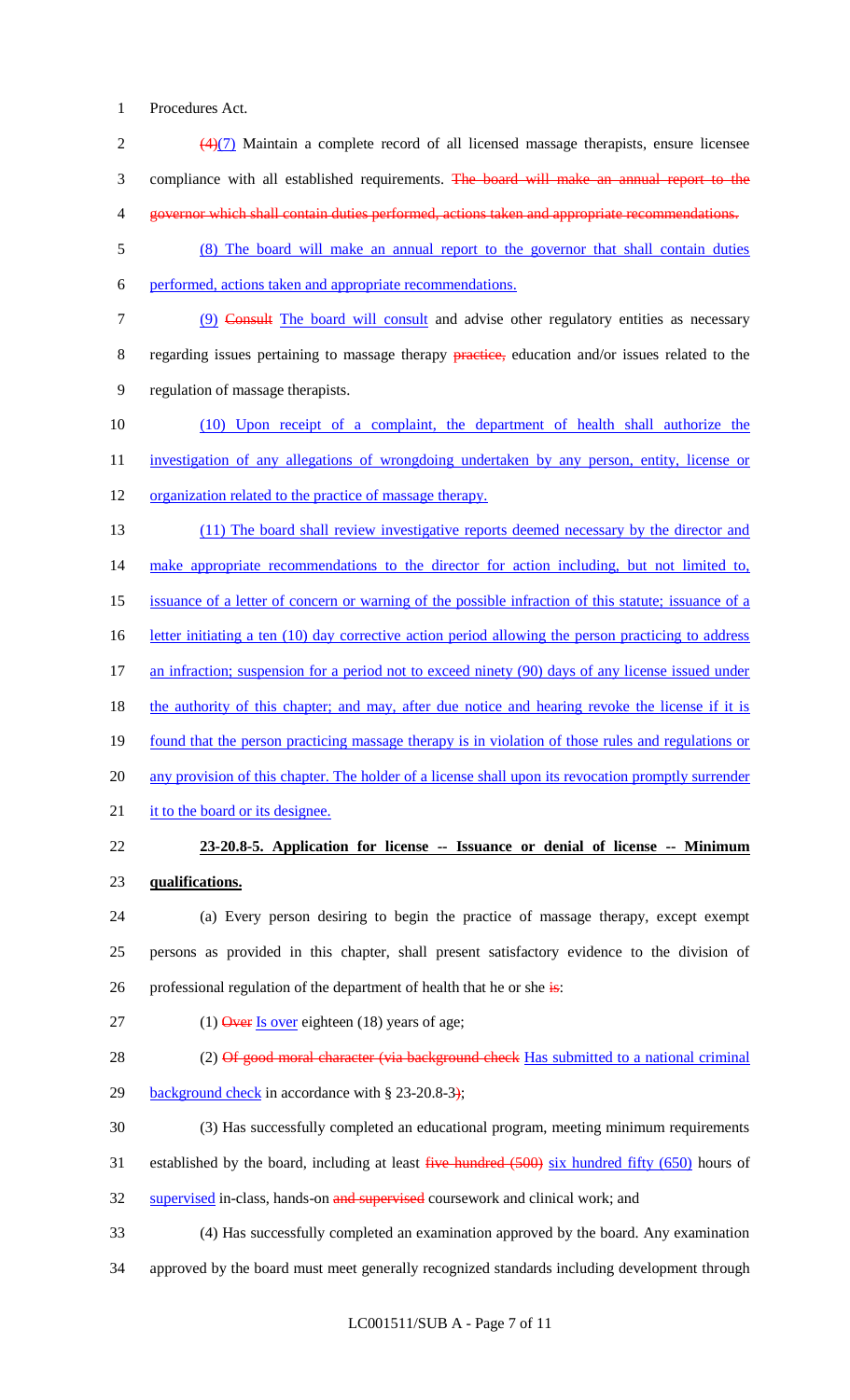Procedures Act.

~~(4)~~(7) Maintain a complete record of all licensed massage therapists, ensure licensee compliance with all established requirements. ~~The board will make an annual report to the governor which shall contain duties performed, actions taken and appropriate recommendations.~~

(8) The board will make an annual report to the governor that shall contain duties performed, actions taken and appropriate recommendations.

(9) ~~Consult~~ The board will consult and advise other regulatory entities as necessary regarding issues pertaining to massage therapy ~~practice,~~ education and/or issues related to the regulation of massage therapists.

(10) Upon receipt of a complaint, the department of health shall authorize the investigation of any allegations of wrongdoing undertaken by any person, entity, license or organization related to the practice of massage therapy.

(11) The board shall review investigative reports deemed necessary by the director and make appropriate recommendations to the director for action including, but not limited to, issuance of a letter of concern or warning of the possible infraction of this statute; issuance of a letter initiating a ten (10) day corrective action period allowing the person practicing to address an infraction; suspension for a period not to exceed ninety (90) days of any license issued under the authority of this chapter; and may, after due notice and hearing revoke the license if it is found that the person practicing massage therapy is in violation of those rules and regulations or any provision of this chapter. The holder of a license shall upon its revocation promptly surrender it to the board or its designee.

**23-20.8-5. Application for license -- Issuance or denial of license -- Minimum qualifications.**

(a) Every person desiring to begin the practice of massage therapy, except exempt persons as provided in this chapter, shall present satisfactory evidence to the division of professional regulation of the department of health that he or she ~~is~~:

(1) ~~Over~~ Is over eighteen (18) years of age;

(2) ~~Of good moral character (via background check~~ Has submitted to a national criminal background check in accordance with § 23-20.8-3~~)~~;

(3) Has successfully completed an educational program, meeting minimum requirements established by the board, including at least ~~five hundred (500)~~ six hundred fifty (650) hours of supervised in-class, hands-on ~~and supervised~~ coursework and clinical work; and

(4) Has successfully completed an examination approved by the board. Any examination approved by the board must meet generally recognized standards including development through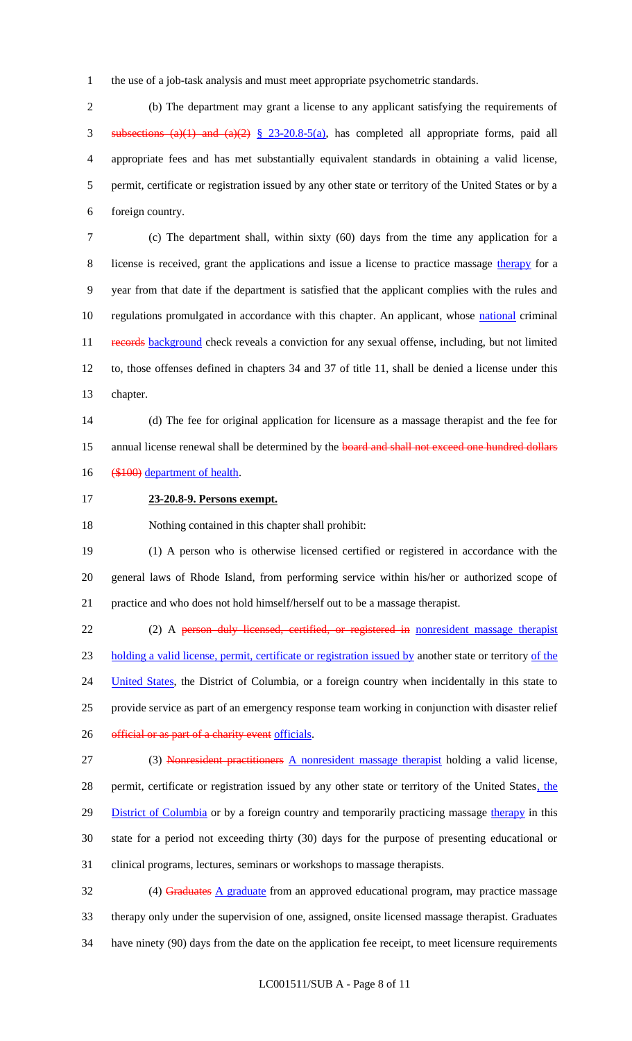the use of a job-task analysis and must meet appropriate psychometric standards.

(b) The department may grant a license to any applicant satisfying the requirements of ~~subsections (a)(1) and (a)(2)~~ § 23-20.8-5(a), has completed all appropriate forms, paid all appropriate fees and has met substantially equivalent standards in obtaining a valid license, permit, certificate or registration issued by any other state or territory of the United States or by a foreign country.

(c) The department shall, within sixty (60) days from the time any application for a license is received, grant the applications and issue a license to practice massage therapy for a year from that date if the department is satisfied that the applicant complies with the rules and regulations promulgated in accordance with this chapter. An applicant, whose national criminal ~~records~~ background check reveals a conviction for any sexual offense, including, but not limited to, those offenses defined in chapters 34 and 37 of title 11, shall be denied a license under this chapter.

(d) The fee for original application for licensure as a massage therapist and the fee for annual license renewal shall be determined by the ~~board and shall not exceed one hundred dollars ($100)~~ department of health.

**23-20.8-9. Persons exempt.**

Nothing contained in this chapter shall prohibit:

(1) A person who is otherwise licensed certified or registered in accordance with the general laws of Rhode Island, from performing service within his/her or authorized scope of practice and who does not hold himself/herself out to be a massage therapist.

(2) A ~~person duly licensed, certified, or registered in~~ nonresident massage therapist holding a valid license, permit, certificate or registration issued by another state or territory of the United States, the District of Columbia, or a foreign country when incidentally in this state to provide service as part of an emergency response team working in conjunction with disaster relief ~~official or as part of a charity event~~ officials.

(3) ~~Nonresident practitioners~~ A nonresident massage therapist holding a valid license, permit, certificate or registration issued by any other state or territory of the United States, the District of Columbia or by a foreign country and temporarily practicing massage therapy in this state for a period not exceeding thirty (30) days for the purpose of presenting educational or clinical programs, lectures, seminars or workshops to massage therapists.

(4) ~~Graduates~~ A graduate from an approved educational program, may practice massage therapy only under the supervision of one, assigned, onsite licensed massage therapist. Graduates have ninety (90) days from the date on the application fee receipt, to meet licensure requirements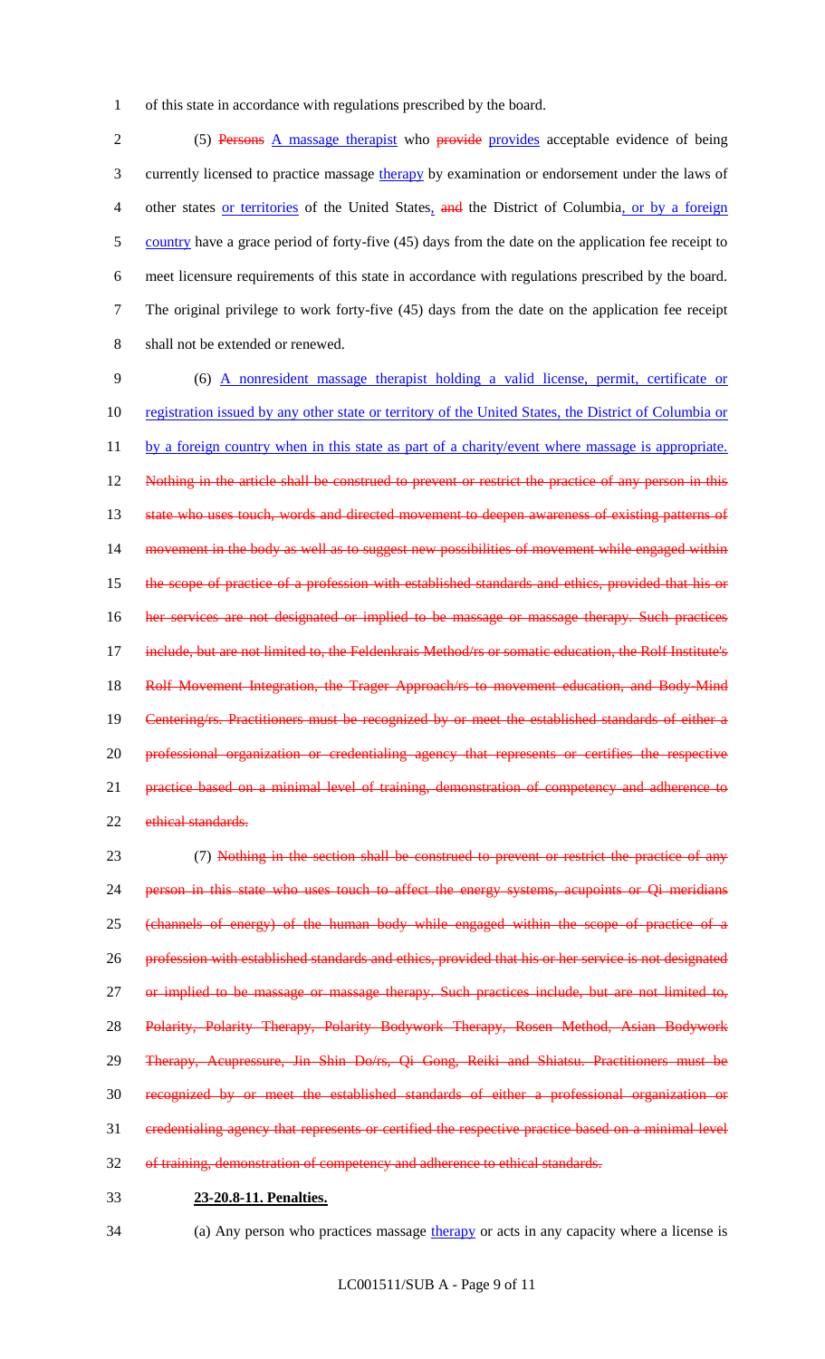of this state in accordance with regulations prescribed by the board.

(5) ~~Persons~~ A massage therapist who ~~provide~~ provides acceptable evidence of being currently licensed to practice massage therapy by examination or endorsement under the laws of other states or territories of the United States, ~~and~~ the District of Columbia, or by a foreign country have a grace period of forty-five (45) days from the date on the application fee receipt to meet licensure requirements of this state in accordance with regulations prescribed by the board. The original privilege to work forty-five (45) days from the date on the application fee receipt shall not be extended or renewed.

(6) A nonresident massage therapist holding a valid license, permit, certificate or registration issued by any other state or territory of the United States, the District of Columbia or by a foreign country when in this state as part of a charity/event where massage is appropriate. ~~Nothing in the article shall be construed to prevent or restrict the practice of any person in this state who uses touch, words and directed movement to deepen awareness of existing patterns of movement in the body as well as to suggest new possibilities of movement while engaged within the scope of practice of a profession with established standards and ethics, provided that his or her services are not designated or implied to be massage or massage therapy. Such practices include, but are not limited to, the Feldenkrais Method/rs or somatic education, the Rolf Institute's Rolf Movement Integration, the Trager Approach/rs to movement education, and Body-Mind Centering/rs. Practitioners must be recognized by or meet the established standards of either a professional organization or credentialing agency that represents or certifies the respective practice based on a minimal level of training, demonstration of competency and adherence to ethical standards.~~

(7) ~~Nothing in the section shall be construed to prevent or restrict the practice of any person in this state who uses touch to affect the energy systems, acupoints or Qi meridians (channels of energy) of the human body while engaged within the scope of practice of a profession with established standards and ethics, provided that his or her service is not designated or implied to be massage or massage therapy. Such practices include, but are not limited to, Polarity, Polarity Therapy, Polarity Bodywork Therapy, Rosen Method, Asian Bodywork Therapy, Acupressure, Jin Shin Do/rs, Qi Gong, Reiki and Shiatsu. Practitioners must be recognized by or meet the established standards of either a professional organization or credentialing agency that represents or certified the respective practice based on a minimal level of training, demonstration of competency and adherence to ethical standards.~~

**23-20.8-11. Penalties.**

(a) Any person who practices massage therapy or acts in any capacity where a license is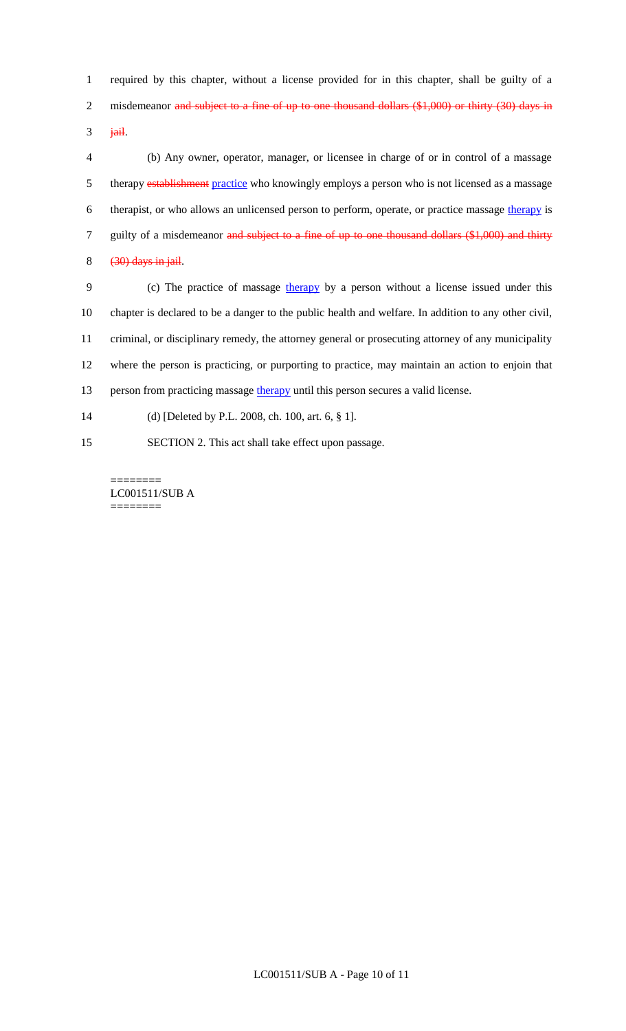required by this chapter, without a license provided for in this chapter, shall be guilty of a misdemeanor ~~and subject to a fine of up to one thousand dollars ($1,000) or thirty (30) days in jail~~.

(b) Any owner, operator, manager, or licensee in charge of or in control of a massage therapy ~~establishment~~ practice who knowingly employs a person who is not licensed as a massage therapist, or who allows an unlicensed person to perform, operate, or practice massage therapy is guilty of a misdemeanor ~~and subject to a fine of up to one thousand dollars ($1,000) and thirty (30) days in jail~~.

(c) The practice of massage therapy by a person without a license issued under this chapter is declared to be a danger to the public health and welfare. In addition to any other civil, criminal, or disciplinary remedy, the attorney general or prosecuting attorney of any municipality where the person is practicing, or purporting to practice, may maintain an action to enjoin that person from practicing massage therapy until this person secures a valid license.

(d) [Deleted by P.L. 2008, ch. 100, art. 6, § 1].

SECTION 2. This act shall take effect upon passage.

========
LC001511/SUB A
========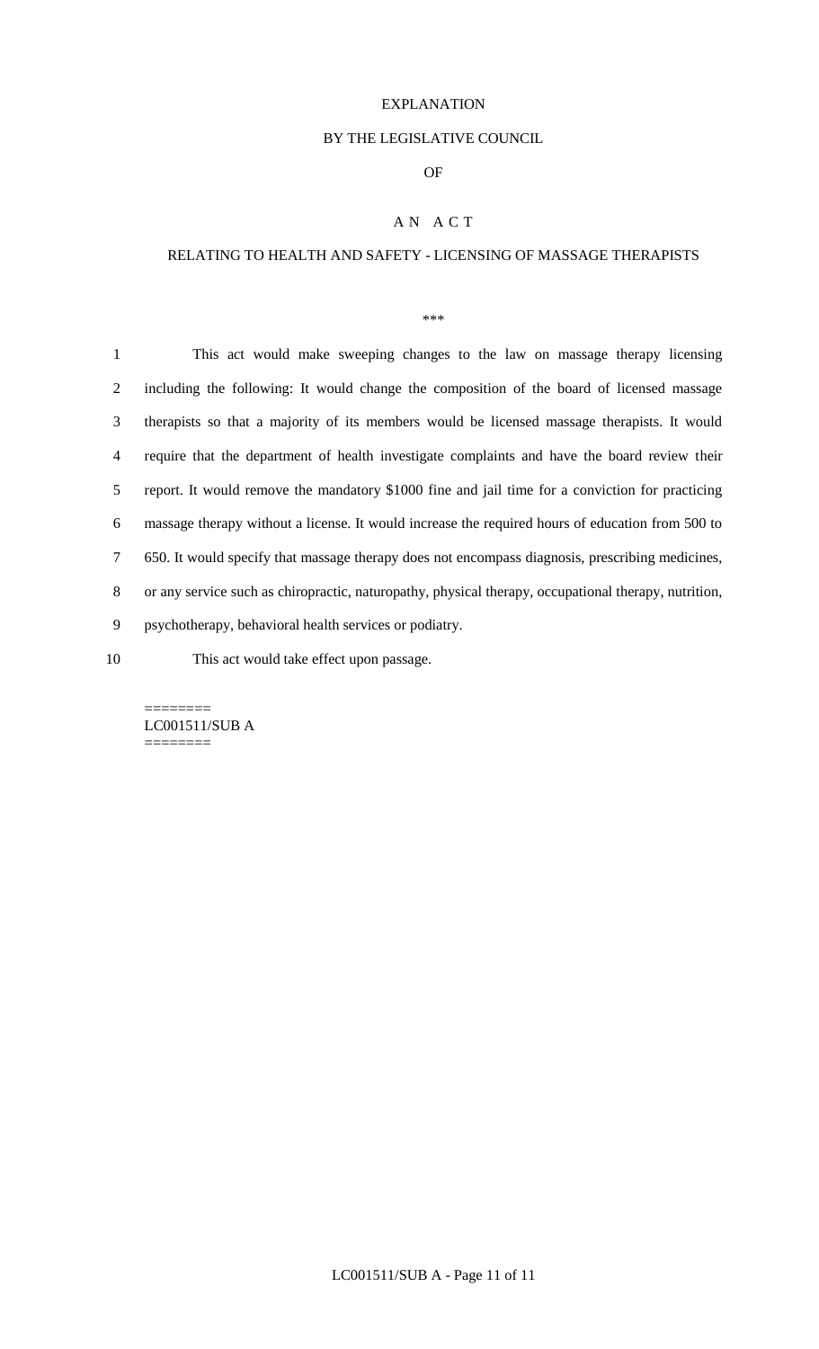EXPLANATION

BY THE LEGISLATIVE COUNCIL

OF

A N A C T

RELATING TO HEALTH AND SAFETY - LICENSING OF MASSAGE THERAPISTS

\*\*\*

This act would make sweeping changes to the law on massage therapy licensing including the following: It would change the composition of the board of licensed massage therapists so that a majority of its members would be licensed massage therapists. It would require that the department of health investigate complaints and have the board review their report. It would remove the mandatory $1000 fine and jail time for a conviction for practicing massage therapy without a license. It would increase the required hours of education from 500 to 650. It would specify that massage therapy does not encompass diagnosis, prescribing medicines, or any service such as chiropractic, naturopathy, physical therapy, occupational therapy, nutrition, psychotherapy, behavioral health services or podiatry.

This act would take effect upon passage.

========
LC001511/SUB A
========